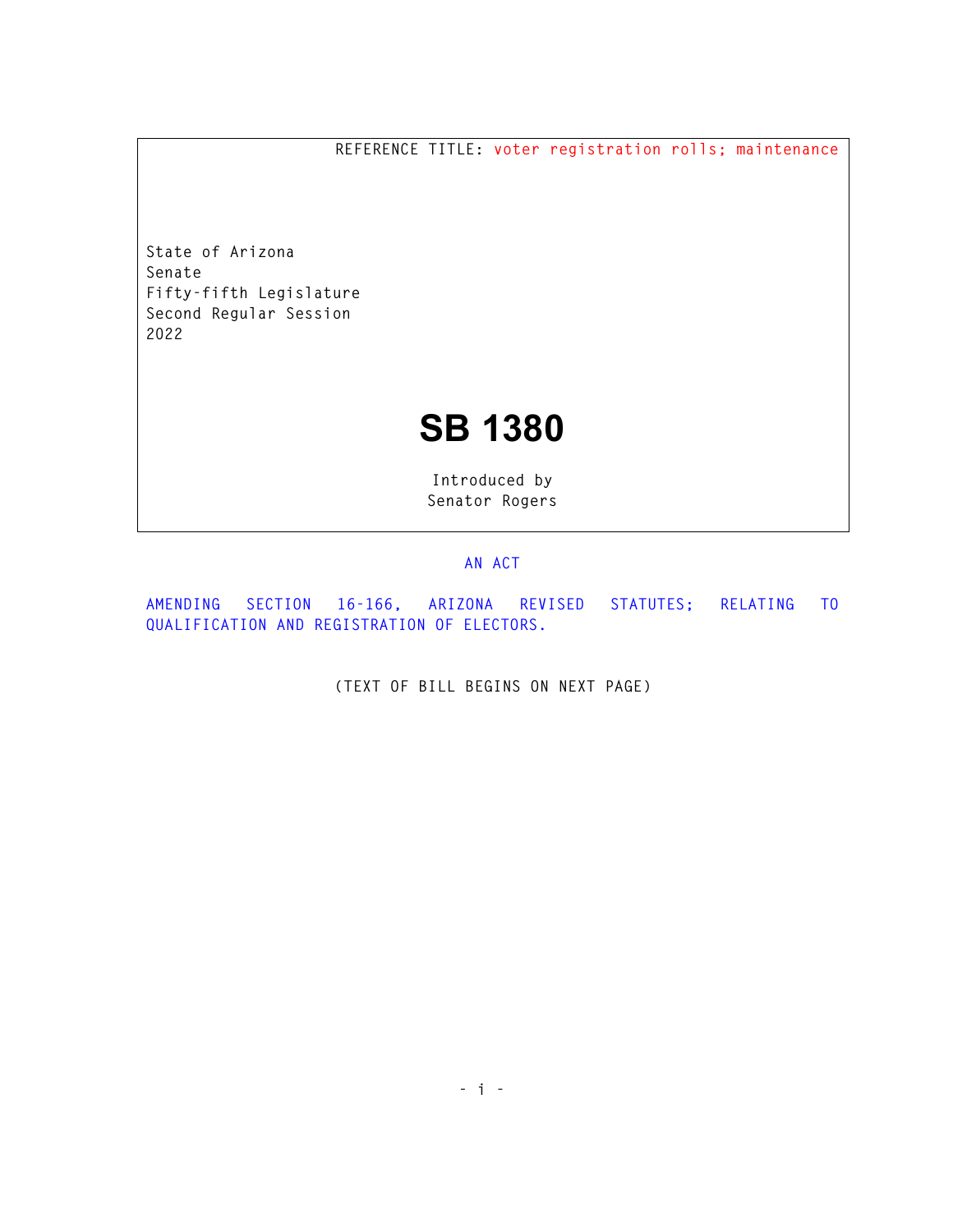REFERENCE TITLE: voter registration rolls; maintenance

State of Arizona
Senate
Fifty-fifth Legislature
Second Regular Session
2022

# SB 1380

Introduced by
Senator Rogers

AN ACT

AMENDING SECTION 16-166, ARIZONA REVISED STATUTES; RELATING TO QUALIFICATION AND REGISTRATION OF ELECTORS.

(TEXT OF BILL BEGINS ON NEXT PAGE)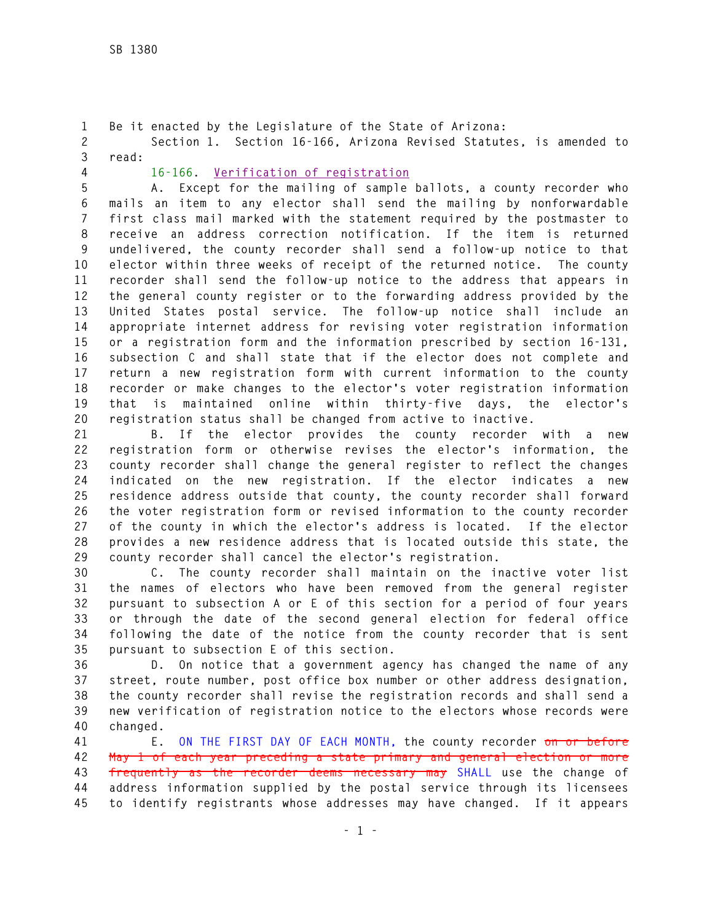Be it enacted by the Legislature of the State of Arizona:

Section 1. Section 16-166, Arizona Revised Statutes, is amended to read:

16-166. Verification of registration

A. Except for the mailing of sample ballots, a county recorder who mails an item to any elector shall send the mailing by nonforwardable first class mail marked with the statement required by the postmaster to receive an address correction notification. If the item is returned undelivered, the county recorder shall send a follow-up notice to that elector within three weeks of receipt of the returned notice. The county recorder shall send the follow-up notice to the address that appears in the general county register or to the forwarding address provided by the United States postal service. The follow-up notice shall include an appropriate internet address for revising voter registration information or a registration form and the information prescribed by section 16-131, subsection C and shall state that if the elector does not complete and return a new registration form with current information to the county recorder or make changes to the elector's voter registration information that is maintained online within thirty-five days, the elector's registration status shall be changed from active to inactive.

B. If the elector provides the county recorder with a new registration form or otherwise revises the elector's information, the county recorder shall change the general register to reflect the changes indicated on the new registration. If the elector indicates a new residence address outside that county, the county recorder shall forward the voter registration form or revised information to the county recorder of the county in which the elector's address is located. If the elector provides a new residence address that is located outside this state, the county recorder shall cancel the elector's registration.

C. The county recorder shall maintain on the inactive voter list the names of electors who have been removed from the general register pursuant to subsection A or E of this section for a period of four years or through the date of the second general election for federal office following the date of the notice from the county recorder that is sent pursuant to subsection E of this section.

D. On notice that a government agency has changed the name of any street, route number, post office box number or other address designation, the county recorder shall revise the registration records and shall send a new verification of registration notice to the electors whose records were changed.

E. ON THE FIRST DAY OF EACH MONTH, the county recorder ~~on or before May 1 of each year preceding a state primary and general election or more frequently as the recorder deems necessary may~~ SHALL use the change of address information supplied by the postal service through its licensees to identify registrants whose addresses may have changed. If it appears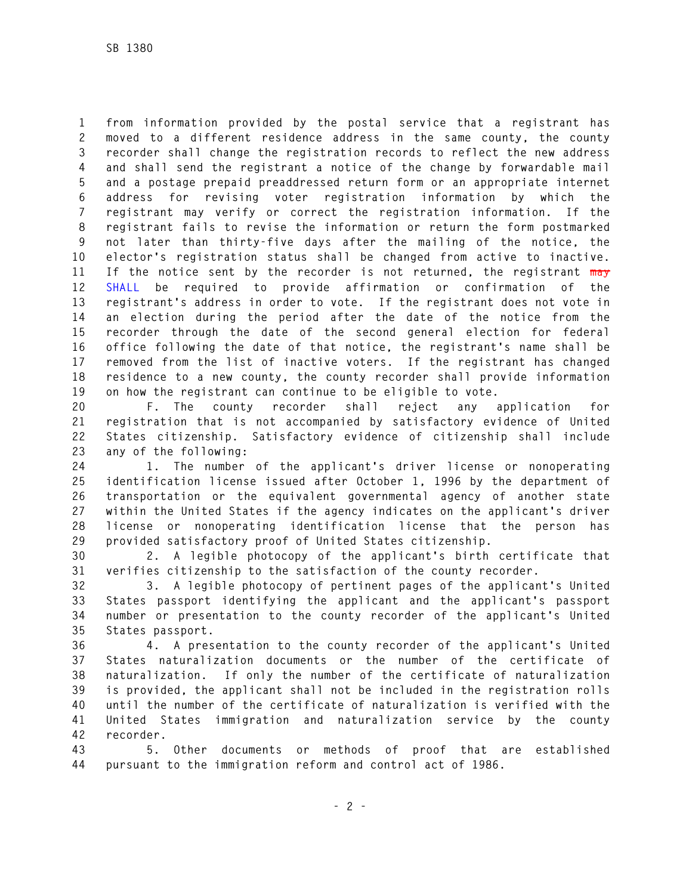from information provided by the postal service that a registrant has moved to a different residence address in the same county, the county recorder shall change the registration records to reflect the new address and shall send the registrant a notice of the change by forwardable mail and a postage prepaid preaddressed return form or an appropriate internet address for revising voter registration information by which the registrant may verify or correct the registration information. If the registrant fails to revise the information or return the form postmarked not later than thirty-five days after the mailing of the notice, the elector's registration status shall be changed from active to inactive. If the notice sent by the recorder is not returned, the registrant ~~may~~ SHALL be required to provide affirmation or confirmation of the registrant's address in order to vote. If the registrant does not vote in an election during the period after the date of the notice from the recorder through the date of the second general election for federal office following the date of that notice, the registrant's name shall be removed from the list of inactive voters. If the registrant has changed residence to a new county, the county recorder shall provide information on how the registrant can continue to be eligible to vote.

F. The county recorder shall reject any application for registration that is not accompanied by satisfactory evidence of United States citizenship. Satisfactory evidence of citizenship shall include any of the following:

1. The number of the applicant's driver license or nonoperating identification license issued after October 1, 1996 by the department of transportation or the equivalent governmental agency of another state within the United States if the agency indicates on the applicant's driver license or nonoperating identification license that the person has provided satisfactory proof of United States citizenship.

2. A legible photocopy of the applicant's birth certificate that verifies citizenship to the satisfaction of the county recorder.

3. A legible photocopy of pertinent pages of the applicant's United States passport identifying the applicant and the applicant's passport number or presentation to the county recorder of the applicant's United States passport.

4. A presentation to the county recorder of the applicant's United States naturalization documents or the number of the certificate of naturalization. If only the number of the certificate of naturalization is provided, the applicant shall not be included in the registration rolls until the number of the certificate of naturalization is verified with the United States immigration and naturalization service by the county recorder.

5. Other documents or methods of proof that are established pursuant to the immigration reform and control act of 1986.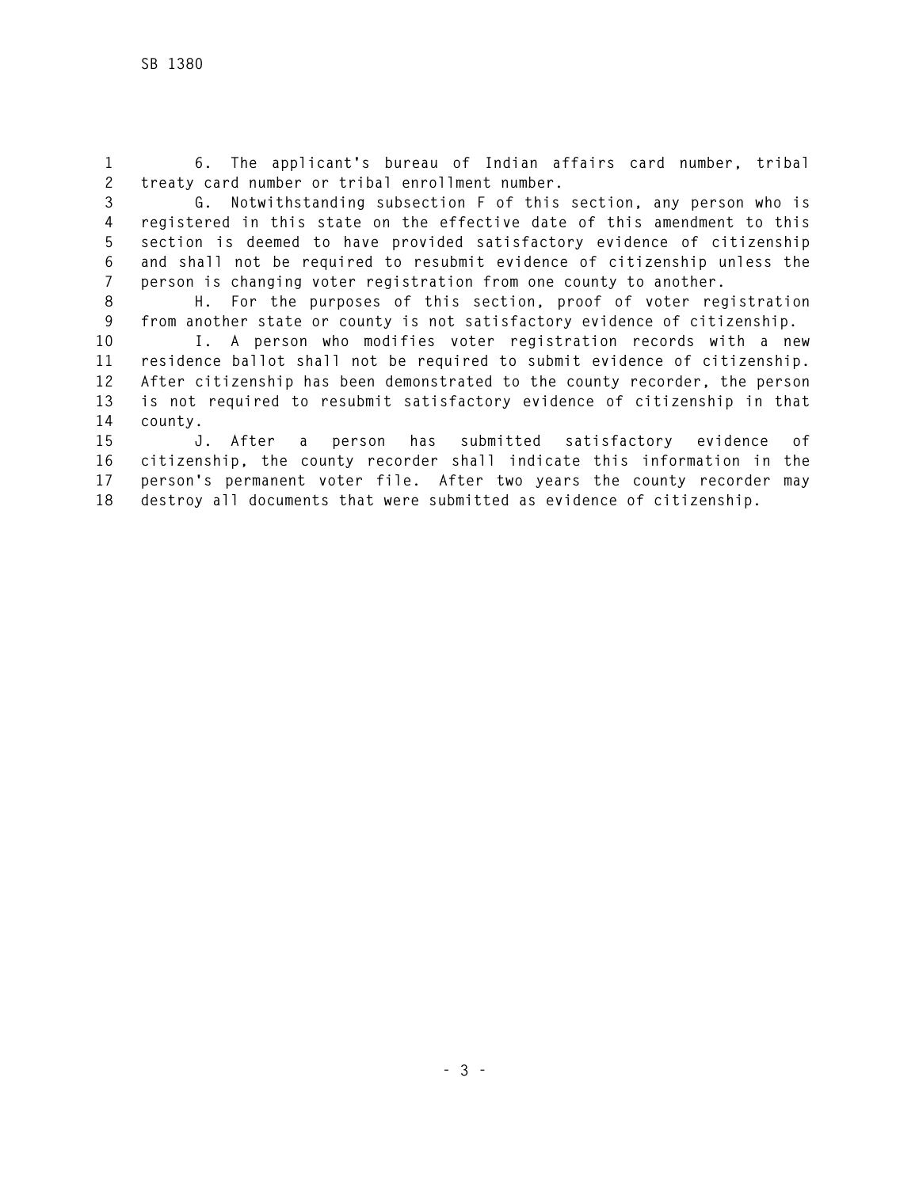6. The applicant's bureau of Indian affairs card number, tribal treaty card number or tribal enrollment number.

G. Notwithstanding subsection F of this section, any person who is registered in this state on the effective date of this amendment to this section is deemed to have provided satisfactory evidence of citizenship and shall not be required to resubmit evidence of citizenship unless the person is changing voter registration from one county to another.

H. For the purposes of this section, proof of voter registration from another state or county is not satisfactory evidence of citizenship.

I. A person who modifies voter registration records with a new residence ballot shall not be required to submit evidence of citizenship. After citizenship has been demonstrated to the county recorder, the person is not required to resubmit satisfactory evidence of citizenship in that county.

J. After a person has submitted satisfactory evidence of citizenship, the county recorder shall indicate this information in the person's permanent voter file. After two years the county recorder may destroy all documents that were submitted as evidence of citizenship.